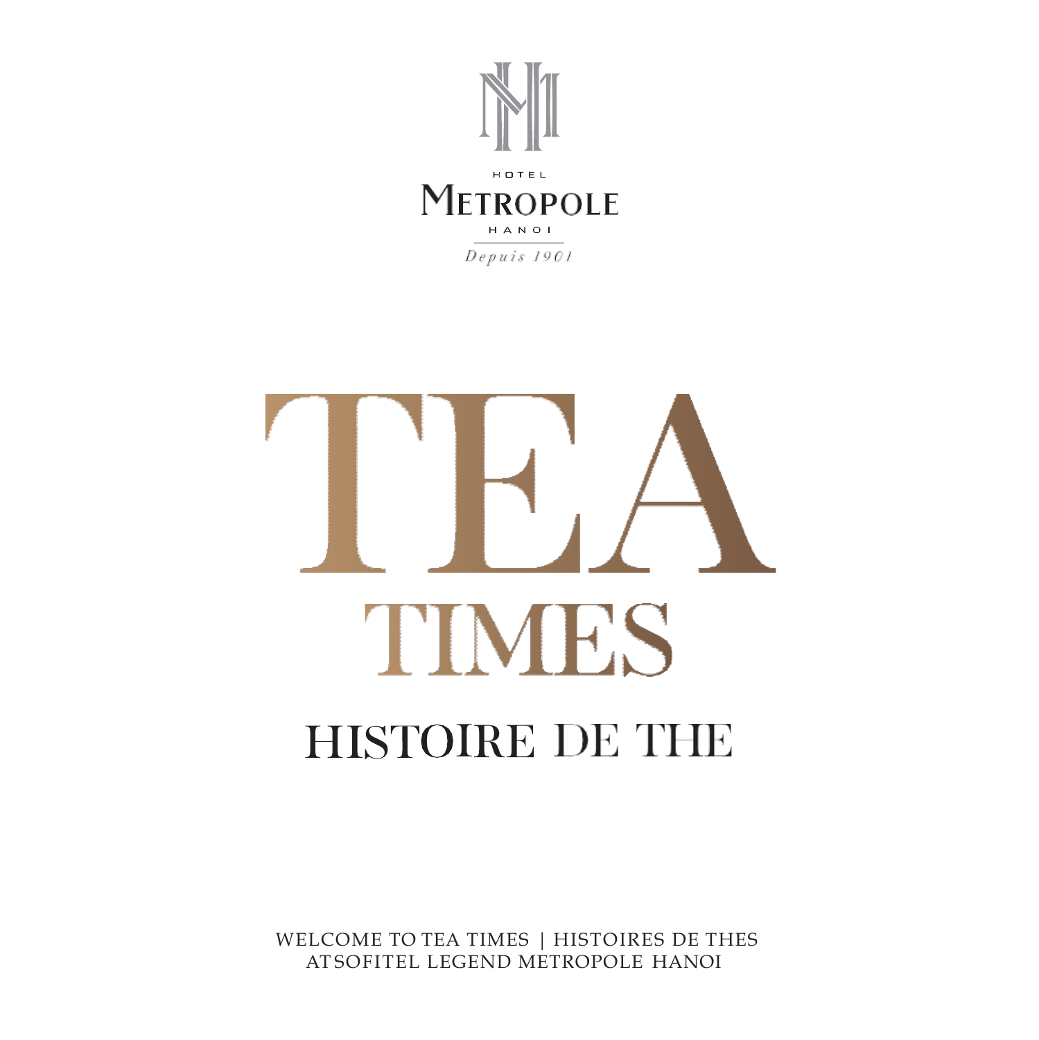HOTEL

METROPOLE

HANOI

*Depuis 1901*

# TEA

# TIMES

## HISTOIRE DE THE

WELCOME TO TEA TIMES | HISTOIRES DE THES
AT SOFITEL LEGEND METROPOLE HANOI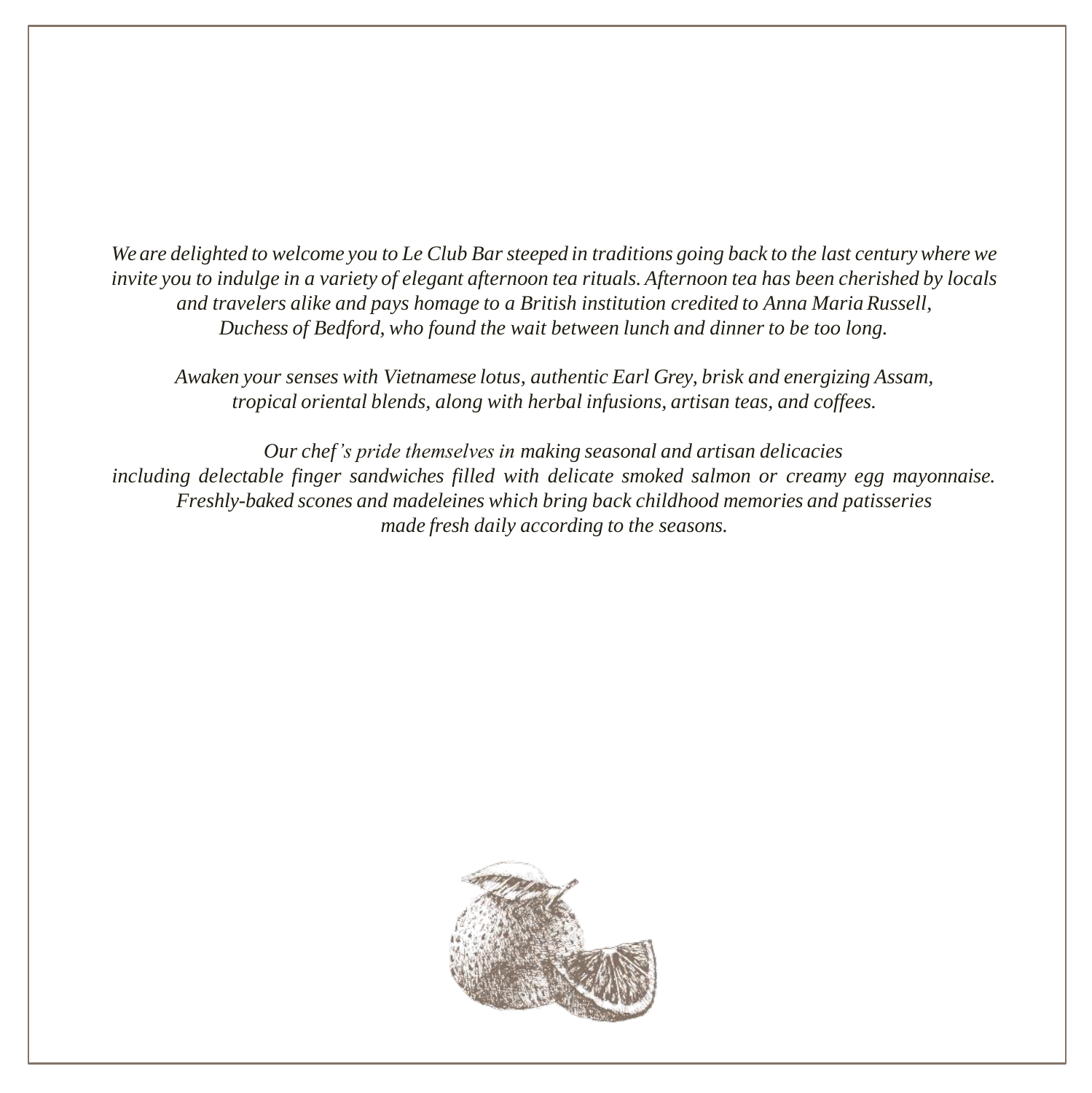*We are delighted to welcome you to Le Club Bar steeped in traditions going back to the last century where we invite you to indulge in a variety of elegant afternoon tea rituals. Afternoon tea has been cherished by locals and travelers alike and pays homage to a British institution credited to Anna Maria Russell, Duchess of Bedford, who found the wait between lunch and dinner to be too long.*

*Awaken your senses with Vietnamese lotus, authentic Earl Grey, brisk and energizing Assam, tropical oriental blends, along with herbal infusions, artisan teas, and coffees.*

*Our chef's pride themselves in making seasonal and artisan delicacies including delectable finger sandwiches filled with delicate smoked salmon or creamy egg mayonnaise. Freshly-baked scones and madeleines which bring back childhood memories and patisseries made fresh daily according to the seasons.*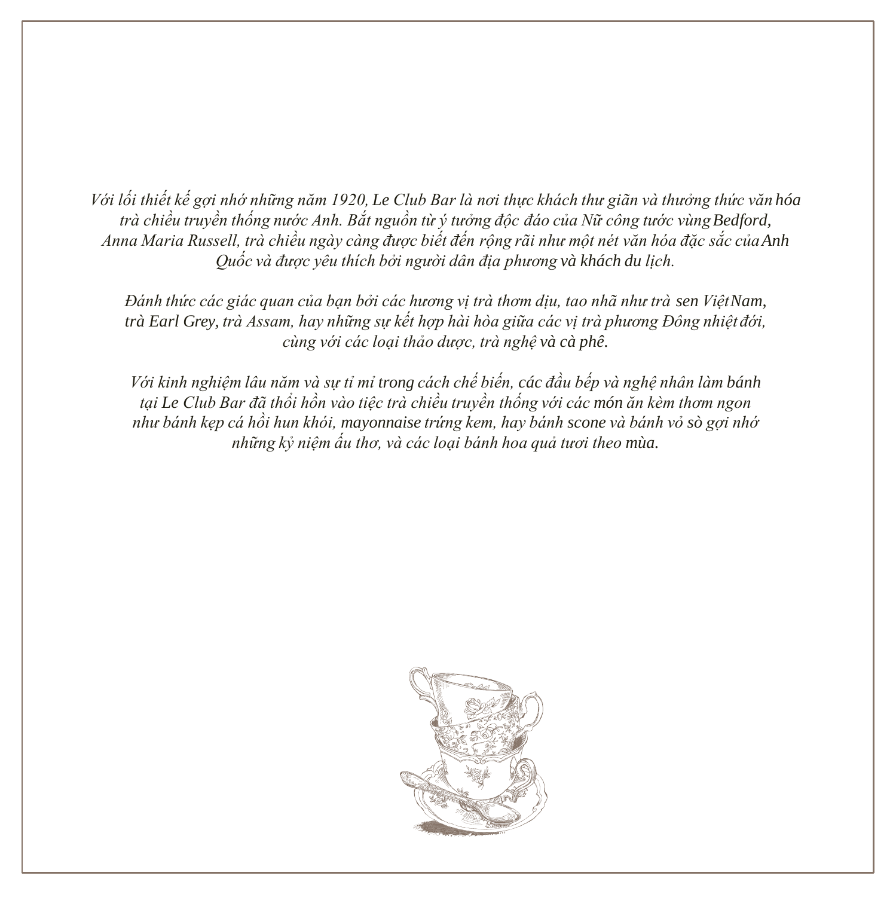*Với lối thiết kế gợi nhớ những năm 1920, Le Club Bar là nơi thực khách thư giãn và thưởng thức văn hóa trà chiều truyền thống nước Anh. Bắt nguồn từ ý tưởng độc đáo của Nữ công tước vùng Bedford, Anna Maria Russell, trà chiều ngày càng được biết đến rộng rãi như một nét văn hóa đặc sắc của Anh Quốc và được yêu thích bởi người dân địa phương và khách du lịch.*

*Đánh thức các giác quan của bạn bởi các hương vị trà thơm dịu, tao nhã như trà sen Việt Nam, trà Earl Grey, trà Assam, hay những sự kết hợp hài hòa giữa các vị trà phương Đông nhiệt đới, cùng với các loại thảo dược, trà nghệ và cà phê.*

*Với kinh nghiệm lâu năm và sự tỉ mỉ trong cách chế biến, các đầu bếp và nghệ nhân làm bánh tại Le Club Bar đã thổi hồn vào tiệc trà chiều truyền thống với các món ăn kèm thơm ngon như bánh kẹp cá hồi hun khói, mayonnaise trứng kem, hay bánh scone và bánh vỏ sò gợi nhớ những kỷ niệm ấu thơ, và các loại bánh hoa quả tươi theo mùa.*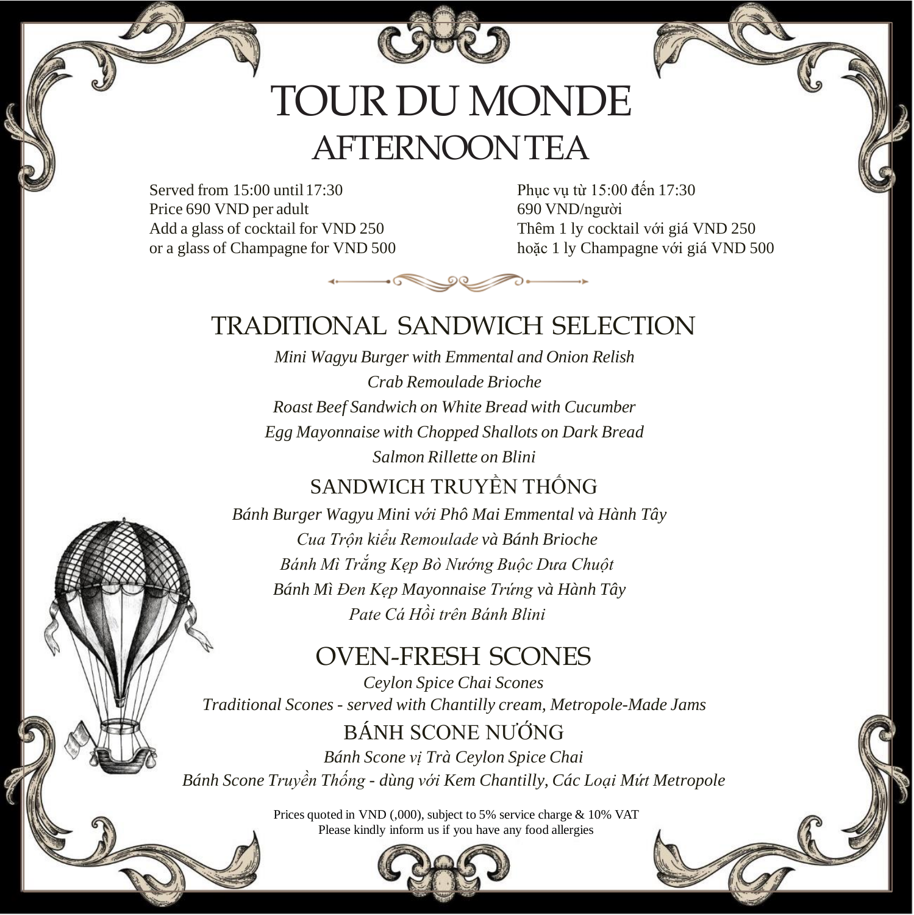# TOUR DU MONDE
## AFTERNOON TEA

Served from 15:00 until 17:30
Price 690 VND per adult
Add a glass of cocktail for VND 250
or a glass of Champagne for VND 500

Phục vụ từ 15:00 đến 17:30
690 VND/người
Thêm 1 ly cocktail với giá VND 250
hoặc 1 ly Champagne với giá VND 500

## TRADITIONAL SANDWICH SELECTION

*Mini Wagyu Burger with Emmental and Onion Relish*
*Crab Remoulade Brioche*
*Roast Beef Sandwich on White Bread with Cucumber*
*Egg Mayonnaise with Chopped Shallots on Dark Bread*
*Salmon Rillette on Blini*

## SANDWICH TRUYỀN THỐNG

*Bánh Burger Wagyu Mini với Phô Mai Emmental và Hành Tây*
*Cua Trộn kiểu Remoulade và Bánh Brioche*
*Bánh Mì Trắng Kẹp Bò Nướng Buộc Dưa Chuột*
*Bánh Mì Đen Kẹp Mayonnaise Trứng và Hành Tây*
*Pate Cá Hồi trên Bánh Blini*

## OVEN-FRESH SCONES

*Ceylon Spice Chai Scones*
*Traditional Scones - served with Chantilly cream, Metropole-Made Jams*

## BÁNH SCONE NƯỚNG

*Bánh Scone vị Trà Ceylon Spice Chai*
*Bánh Scone Truyền Thống - dùng với Kem Chantilly, Các Loại Mứt Metropole*

Prices quoted in VND (,000), subject to 5% service charge & 10% VAT
Please kindly inform us if you have any food allergies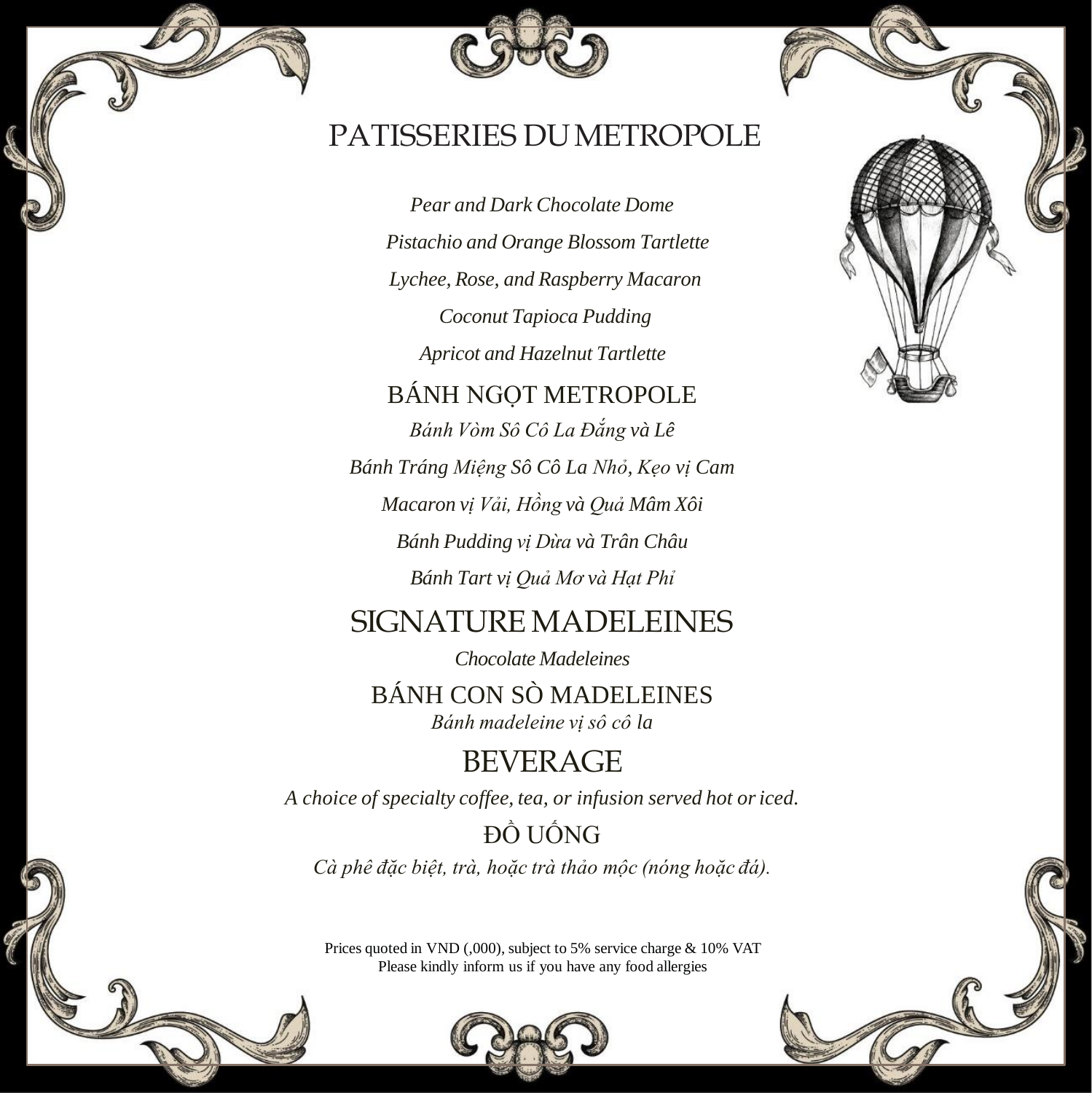# PATISSERIES DU METROPOLE

*Pear and Dark Chocolate Dome*

*Pistachio and Orange Blossom Tartlette*

*Lychee, Rose, and Raspberry Macaron*

*Coconut Tapioca Pudding*

*Apricot and Hazelnut Tartlette*

## BÁNH NGỌT METROPOLE

*Bánh Vòm Sô Cô La Đắng và Lê*

*Bánh Tráng Miệng Sô Cô La Nhỏ, Kẹo vị Cam*

*Macaron vị Vải, Hồng và Quả Mâm Xôi*

*Bánh Pudding vị Dừa và Trân Châu*

*Bánh Tart vị Quả Mơ và Hạt Phỉ*

# SIGNATURE MADELEINES

*Chocolate Madeleines*

## BÁNH CON SÒ MADELEINES

*Bánh madeleine vị sô cô la*

# BEVERAGE

*A choice of specialty coffee, tea, or infusion served hot or iced.*

## ĐỒ UỐNG

*Cà phê đặc biệt, trà, hoặc trà thảo mộc (nóng hoặc đá).*

Prices quoted in VND (,000), subject to 5% service charge & 10% VAT
Please kindly inform us if you have any food allergies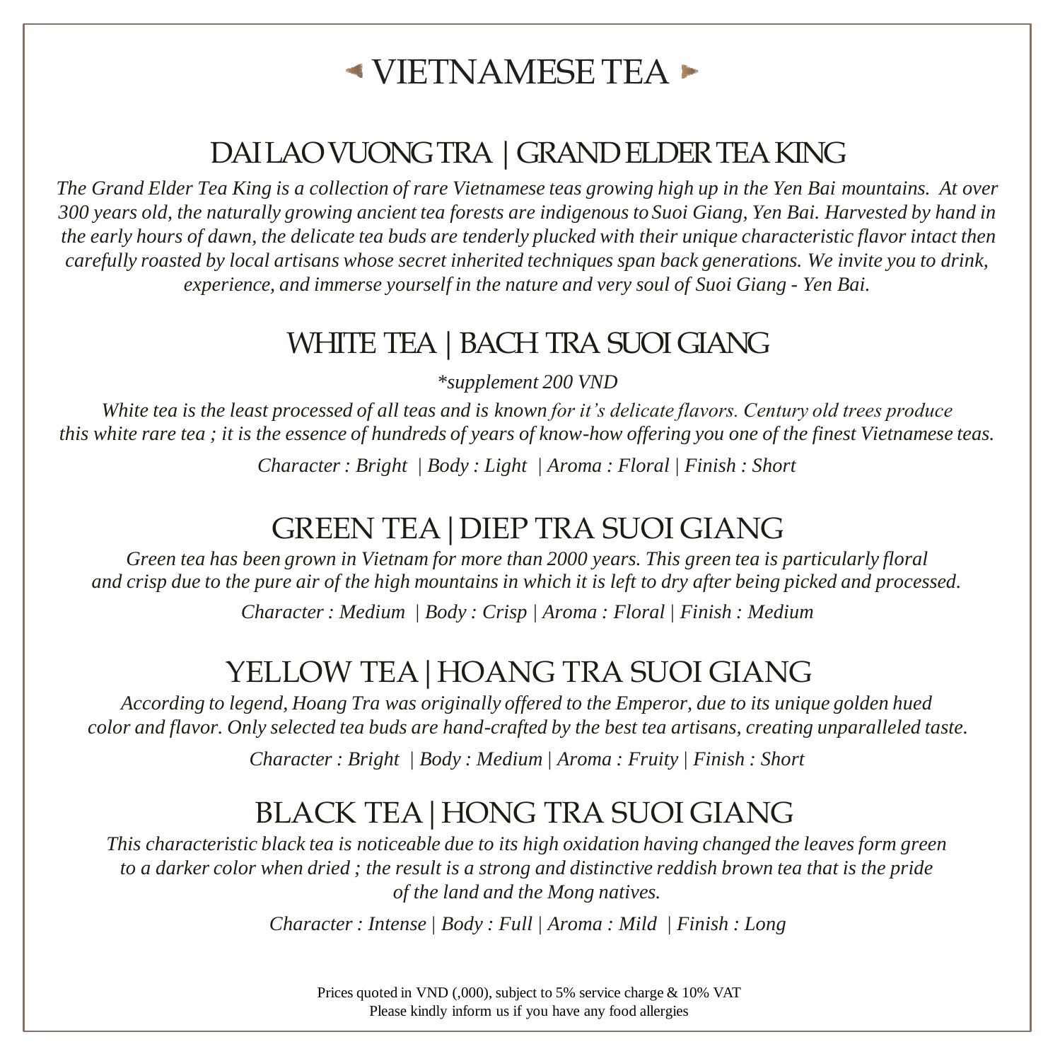# VIETNAMESE TEA

## DAI LAO VUONG TRA | GRAND ELDER TEA KING

*The Grand Elder Tea King is a collection of rare Vietnamese teas growing high up in the Yen Bai mountains. At over 300 years old, the naturally growing ancient tea forests are indigenous to Suoi Giang, Yen Bai. Harvested by hand in the early hours of dawn, the delicate tea buds are tenderly plucked with their unique characteristic flavor intact then carefully roasted by local artisans whose secret inherited techniques span back generations. We invite you to drink, experience, and immerse yourself in the nature and very soul of Suoi Giang - Yen Bai.*

## WHITE TEA | BACH TRA SUOI GIANG

*\*supplement 200 VND*

*White tea is the least processed of all teas and is known for it's delicate flavors. Century old trees produce this white rare tea ; it is the essence of hundreds of years of know-how offering you one of the finest Vietnamese teas.*

*Character : Bright | Body : Light | Aroma : Floral | Finish : Short*

## GREEN TEA | DIEP TRA SUOI GIANG

*Green tea has been grown in Vietnam for more than 2000 years. This green tea is particularly floral and crisp due to the pure air of the high mountains in which it is left to dry after being picked and processed.*

*Character : Medium | Body : Crisp | Aroma : Floral | Finish : Medium*

## YELLOW TEA | HOANG TRA SUOI GIANG

*According to legend, Hoang Tra was originally offered to the Emperor, due to its unique golden hued color and flavor. Only selected tea buds are hand-crafted by the best tea artisans, creating unparalleled taste.*

*Character : Bright | Body : Medium | Aroma : Fruity | Finish : Short*

## BLACK TEA | HONG TRA SUOI GIANG

*This characteristic black tea is noticeable due to its high oxidation having changed the leaves form green to a darker color when dried ; the result is a strong and distinctive reddish brown tea that is the pride of the land and the Mong natives.*

*Character : Intense | Body : Full | Aroma : Mild | Finish : Long*

Prices quoted in VND (,000), subject to 5% service charge & 10% VAT
Please kindly inform us if you have any food allergies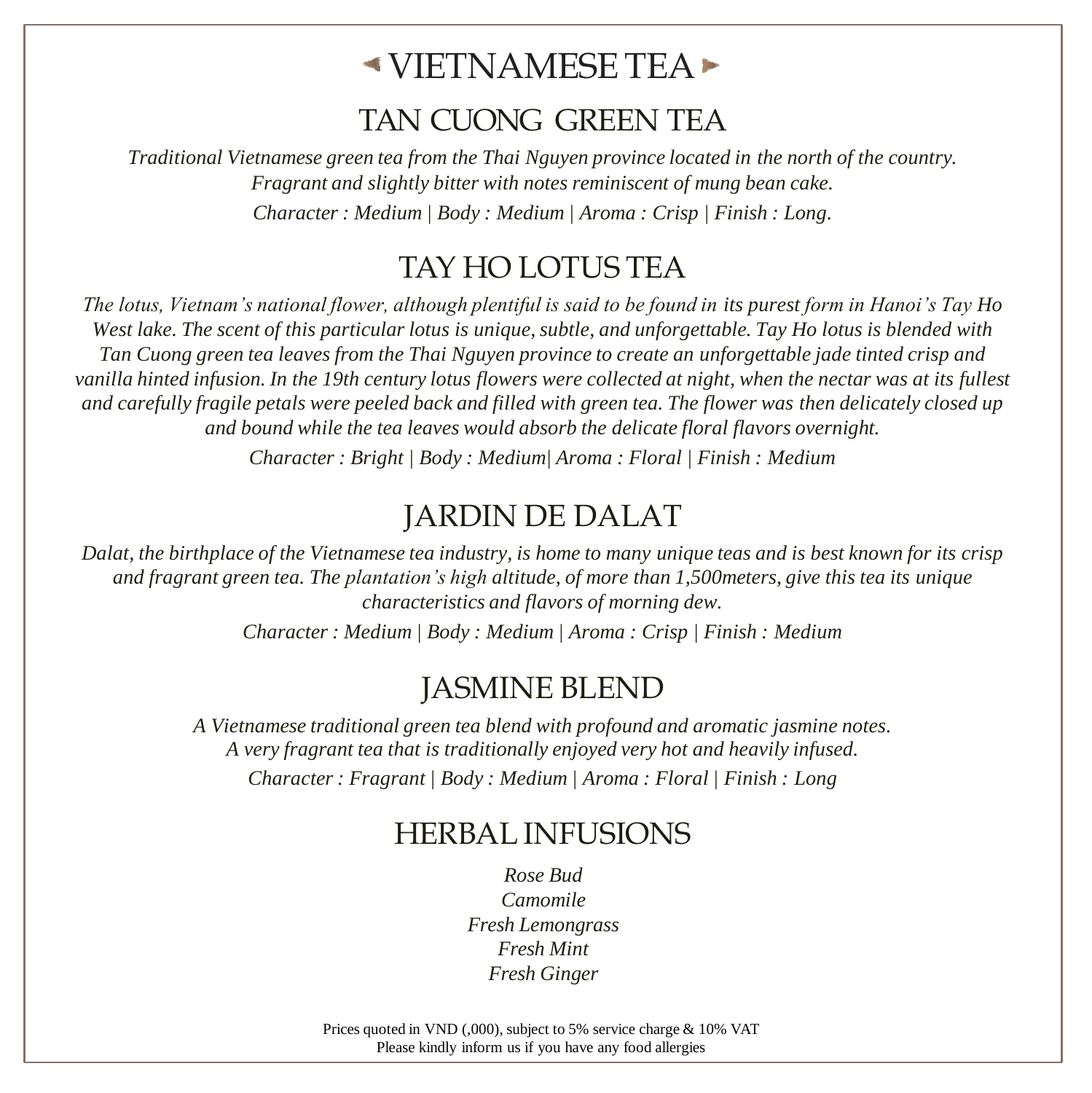# VIETNAMESE TEA

## TAN CUONG GREEN TEA

*Traditional Vietnamese green tea from the Thai Nguyen province located in the north of the country. Fragrant and slightly bitter with notes reminiscent of mung bean cake.*

*Character : Medium | Body : Medium | Aroma : Crisp | Finish : Long.*

## TAY HO LOTUS TEA

*The lotus, Vietnam's national flower, although plentiful is said to be found in its purest form in Hanoi's Tay Ho West lake. The scent of this particular lotus is unique, subtle, and unforgettable. Tay Ho lotus is blended with Tan Cuong green tea leaves from the Thai Nguyen province to create an unforgettable jade tinted crisp and vanilla hinted infusion. In the 19th century lotus flowers were collected at night, when the nectar was at its fullest and carefully fragile petals were peeled back and filled with green tea. The flower was then delicately closed up and bound while the tea leaves would absorb the delicate floral flavors overnight.*

*Character : Bright | Body : Medium| Aroma : Floral | Finish : Medium*

## JARDIN DE DALAT

*Dalat, the birthplace of the Vietnamese tea industry, is home to many unique teas and is best known for its crisp and fragrant green tea. The plantation's high altitude, of more than 1,500meters, give this tea its unique characteristics and flavors of morning dew.*

*Character : Medium | Body : Medium | Aroma : Crisp | Finish : Medium*

## JASMINE BLEND

*A Vietnamese traditional green tea blend with profound and aromatic jasmine notes. A very fragrant tea that is traditionally enjoyed very hot and heavily infused.*

*Character : Fragrant | Body : Medium | Aroma : Floral | Finish : Long*

## HERBAL INFUSIONS

*Rose Bud*
*Camomile*
*Fresh Lemongrass*
*Fresh Mint*
*Fresh Ginger*

Prices quoted in VND (,000), subject to 5% service charge & 10% VAT
Please kindly inform us if you have any food allergies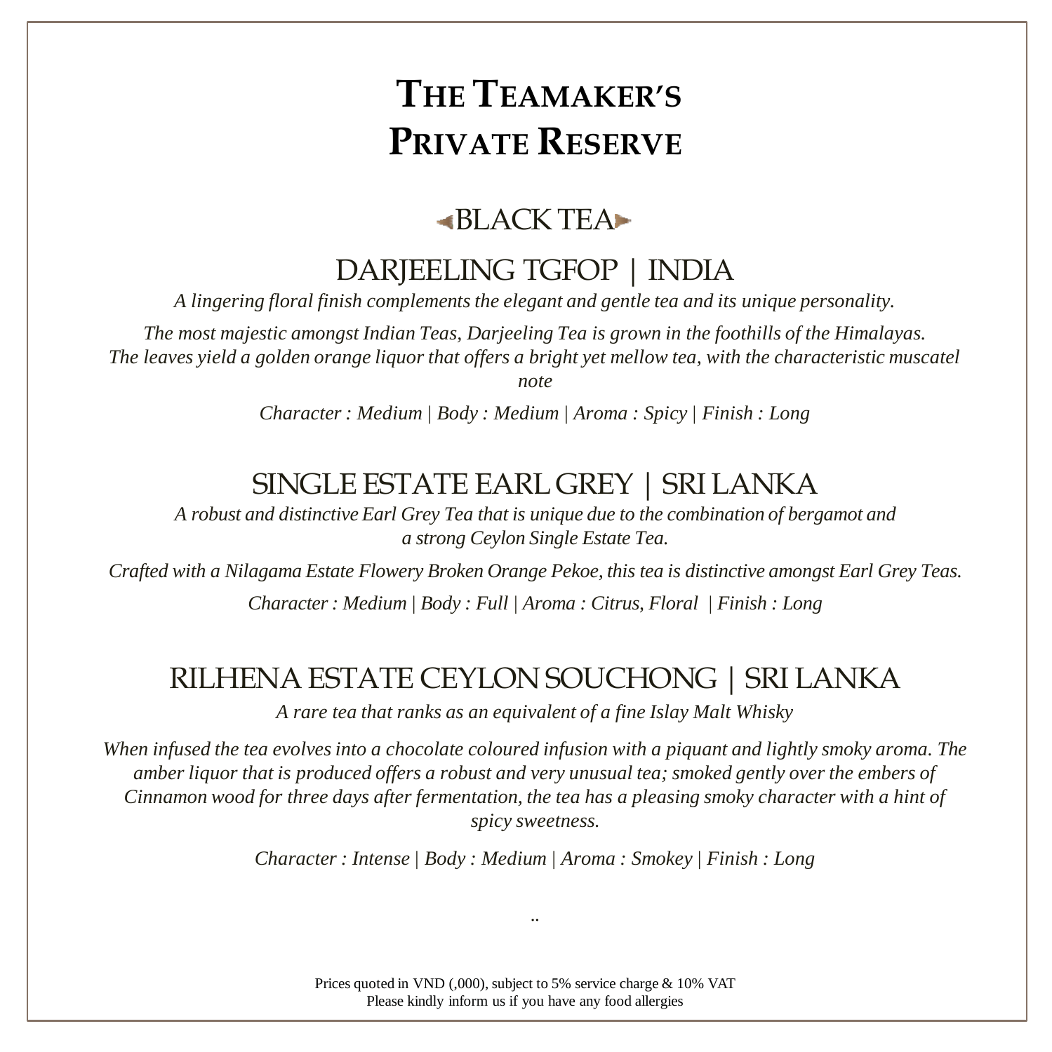# The Teamaker's Private Reserve

## BLACK TEA

### DARJEELING TGFOP | INDIA

*A lingering floral finish complements the elegant and gentle tea and its unique personality.*

*The most majestic amongst Indian Teas, Darjeeling Tea is grown in the foothills of the Himalayas. The leaves yield a golden orange liquor that offers a bright yet mellow tea, with the characteristic muscatel note*

*Character : Medium | Body : Medium | Aroma : Spicy | Finish : Long*

### SINGLE ESTATE EARL GREY | SRI LANKA

*A robust and distinctive Earl Grey Tea that is unique due to the combination of bergamot and a strong Ceylon Single Estate Tea.*

*Crafted with a Nilagama Estate Flowery Broken Orange Pekoe, this tea is distinctive amongst Earl Grey Teas.*

*Character : Medium | Body : Full | Aroma : Citrus, Floral | Finish : Long*

### RILHENA ESTATE CEYLON SOUCHONG | SRI LANKA

*A rare tea that ranks as an equivalent of a fine Islay Malt Whisky*

*When infused the tea evolves into a chocolate coloured infusion with a piquant and lightly smoky aroma. The amber liquor that is produced offers a robust and very unusual tea; smoked gently over the embers of Cinnamon wood for three days after fermentation, the tea has a pleasing smoky character with a hint of spicy sweetness.*

*Character : Intense | Body : Medium | Aroma : Smokey | Finish : Long*

..

Prices quoted in VND (,000), subject to 5% service charge & 10% VAT
Please kindly inform us if you have any food allergies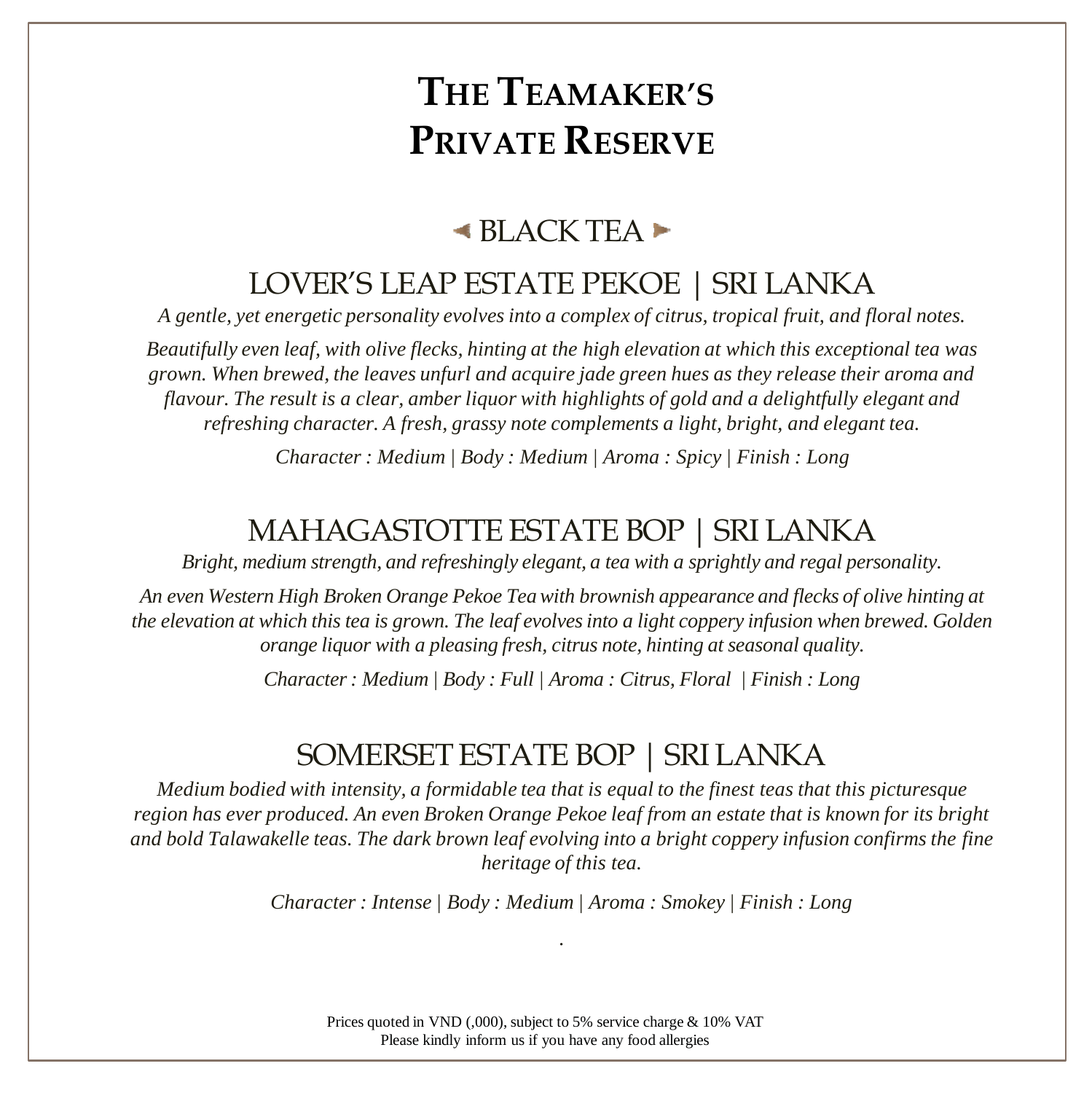# The Teamaker's Private Reserve

## ◂ BLACK TEA ▸

### LOVER'S LEAP ESTATE PEKOE | SRI LANKA

*A gentle, yet energetic personality evolves into a complex of citrus, tropical fruit, and floral notes.*

*Beautifully even leaf, with olive flecks, hinting at the high elevation at which this exceptional tea was grown. When brewed, the leaves unfurl and acquire jade green hues as they release their aroma and flavour. The result is a clear, amber liquor with highlights of gold and a delightfully elegant and refreshing character. A fresh, grassy note complements a light, bright, and elegant tea.*

*Character : Medium | Body : Medium | Aroma : Spicy | Finish : Long*

### MAHAGASTOTTE ESTATE BOP | SRI LANKA

*Bright, medium strength, and refreshingly elegant, a tea with a sprightly and regal personality.*

*An even Western High Broken Orange Pekoe Tea with brownish appearance and flecks of olive hinting at the elevation at which this tea is grown. The leaf evolves into a light coppery infusion when brewed. Golden orange liquor with a pleasing fresh, citrus note, hinting at seasonal quality.*

*Character : Medium | Body : Full | Aroma : Citrus, Floral | Finish : Long*

### SOMERSET ESTATE BOP | SRI LANKA

*Medium bodied with intensity, a formidable tea that is equal to the finest teas that this picturesque region has ever produced. An even Broken Orange Pekoe leaf from an estate that is known for its bright and bold Talawakelle teas. The dark brown leaf evolving into a bright coppery infusion confirms the fine heritage of this tea.*

*Character : Intense | Body : Medium | Aroma : Smokey | Finish : Long*

.

Prices quoted in VND (,000), subject to 5% service charge & 10% VAT
Please kindly inform us if you have any food allergies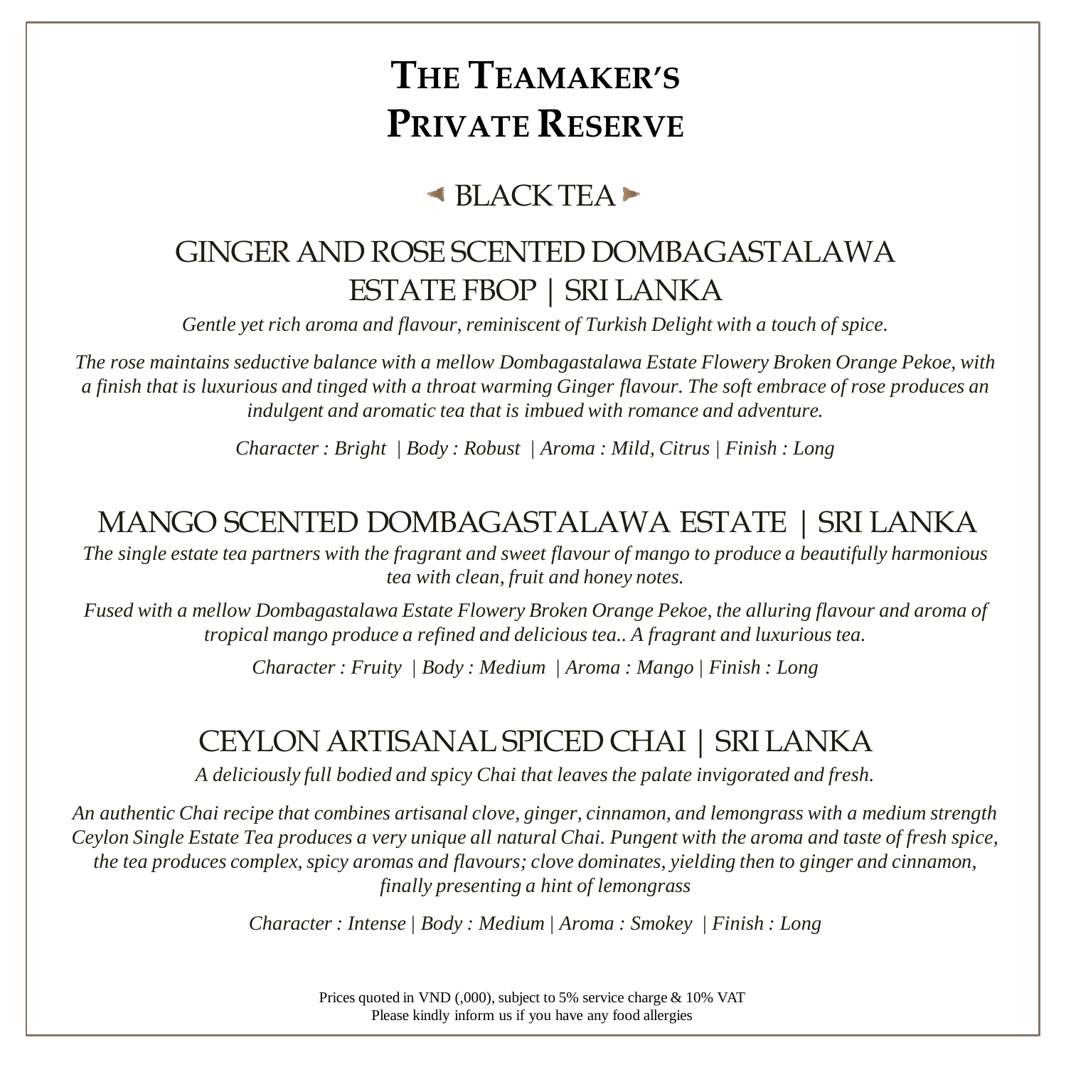# The Teamaker's Private Reserve

## BLACK TEA

### GINGER AND ROSE SCENTED DOMBAGASTALAWA ESTATE FBOP | SRI LANKA

*Gentle yet rich aroma and flavour, reminiscent of Turkish Delight with a touch of spice.*

*The rose maintains seductive balance with a mellow Dombagastalawa Estate Flowery Broken Orange Pekoe, with a finish that is luxurious and tinged with a throat warming Ginger flavour. The soft embrace of rose produces an indulgent and aromatic tea that is imbued with romance and adventure.*

*Character : Bright | Body : Robust | Aroma : Mild, Citrus | Finish : Long*

### MANGO SCENTED DOMBAGASTALAWA ESTATE | SRI LANKA

*The single estate tea partners with the fragrant and sweet flavour of mango to produce a beautifully harmonious tea with clean, fruit and honey notes.*

*Fused with a mellow Dombagastalawa Estate Flowery Broken Orange Pekoe, the alluring flavour and aroma of tropical mango produce a refined and delicious tea.. A fragrant and luxurious tea.*

*Character : Fruity | Body : Medium | Aroma : Mango | Finish : Long*

### CEYLON ARTISANAL SPICED CHAI | SRI LANKA

*A deliciously full bodied and spicy Chai that leaves the palate invigorated and fresh.*

*An authentic Chai recipe that combines artisanal clove, ginger, cinnamon, and lemongrass with a medium strength Ceylon Single Estate Tea produces a very unique all natural Chai. Pungent with the aroma and taste of fresh spice, the tea produces complex, spicy aromas and flavours; clove dominates, yielding then to ginger and cinnamon, finally presenting a hint of lemongrass*

*Character : Intense | Body : Medium | Aroma : Smokey | Finish : Long*

Prices quoted in VND (,000), subject to 5% service charge & 10% VAT
Please kindly inform us if you have any food allergies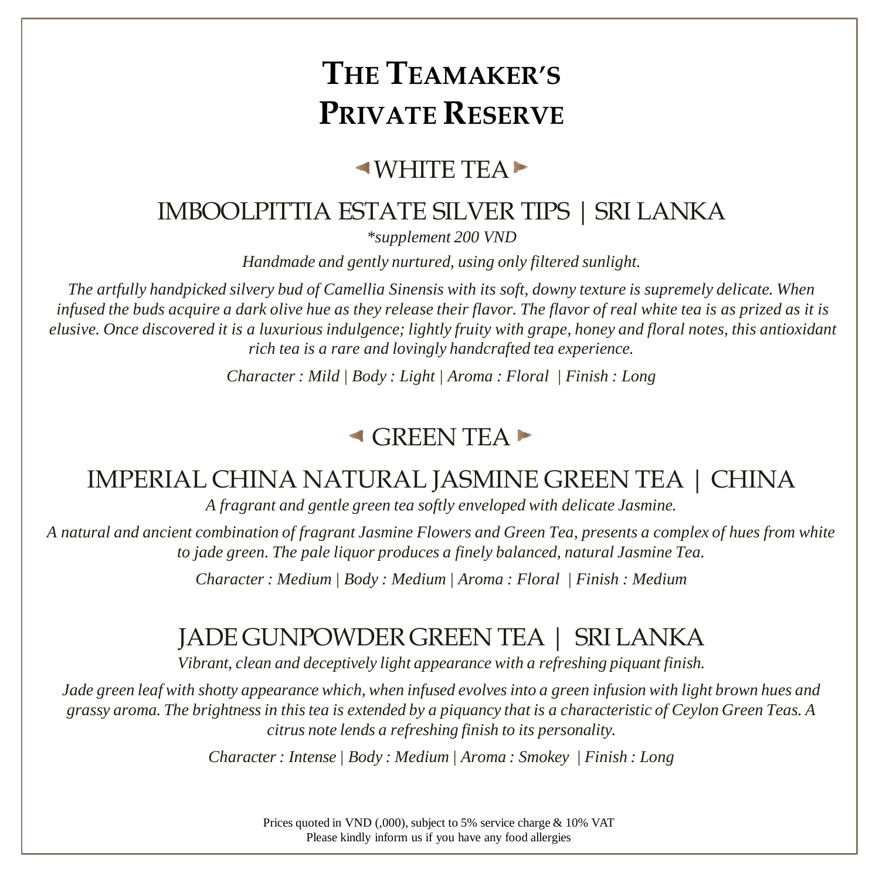# The Teamaker's Private Reserve

## ◄ WHITE TEA ►

### IMBOOLPITTIA ESTATE SILVER TIPS | SRI LANKA

*\*supplement 200 VND*

*Handmade and gently nurtured, using only filtered sunlight.*

*The artfully handpicked silvery bud of Camellia Sinensis with its soft, downy texture is supremely delicate. When infused the buds acquire a dark olive hue as they release their flavor. The flavor of real white tea is as prized as it is elusive. Once discovered it is a luxurious indulgence; lightly fruity with grape, honey and floral notes, this antioxidant rich tea is a rare and lovingly handcrafted tea experience.*

*Character : Mild | Body : Light | Aroma : Floral | Finish : Long*

## ◄ GREEN TEA ►

### IMPERIAL CHINA NATURAL JASMINE GREEN TEA | CHINA

*A fragrant and gentle green tea softly enveloped with delicate Jasmine.*

*A natural and ancient combination of fragrant Jasmine Flowers and Green Tea, presents a complex of hues from white to jade green. The pale liquor produces a finely balanced, natural Jasmine Tea.*

*Character : Medium | Body : Medium | Aroma : Floral | Finish : Medium*

### JADE GUNPOWDER GREEN TEA | SRI LANKA

*Vibrant, clean and deceptively light appearance with a refreshing piquant finish.*

*Jade green leaf with shotty appearance which, when infused evolves into a green infusion with light brown hues and grassy aroma. The brightness in this tea is extended by a piquancy that is a characteristic of Ceylon Green Teas. A citrus note lends a refreshing finish to its personality.*

*Character : Intense | Body : Medium | Aroma : Smokey | Finish : Long*

Prices quoted in VND (,000), subject to 5% service charge & 10% VAT
Please kindly inform us if you have any food allergies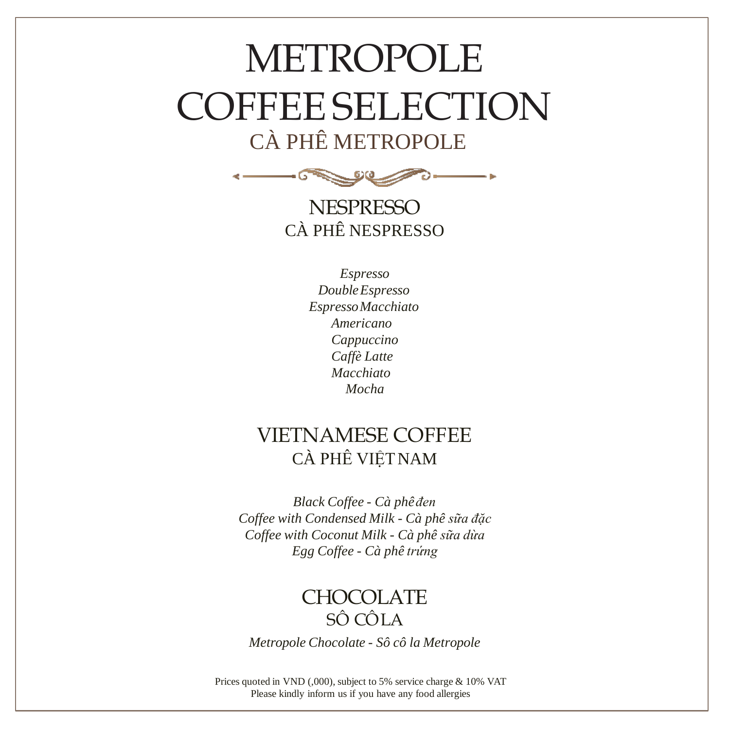# METROPOLE COFFEE SELECTION

CÀ PHÊ METROPOLE

## NESPRESSO

CÀ PHÊ NESPRESSO

*Espresso*
*Double Espresso*
*Espresso Macchiato*
*Americano*
*Cappuccino*
*Caffè Latte*
*Macchiato*
*Mocha*

## VIETNAMESE COFFEE

CÀ PHÊ VIỆT NAM

*Black Coffee - Cà phê đen*
*Coffee with Condensed Milk - Cà phê sữa đặc*
*Coffee with Coconut Milk - Cà phê sữa dừa*
*Egg Coffee - Cà phê trứng*

## CHOCOLATE

SÔ CÔ LA

*Metropole Chocolate - Sô cô la Metropole*

Prices quoted in VND (,000), subject to 5% service charge & 10% VAT
Please kindly inform us if you have any food allergies